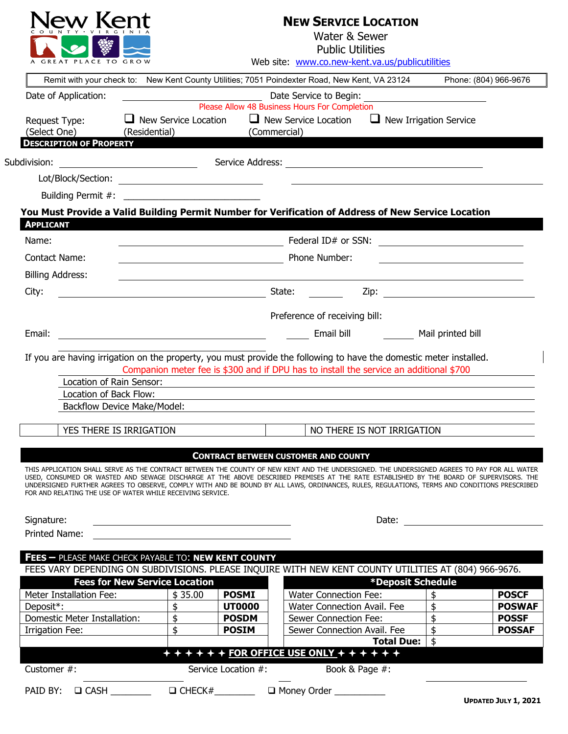New Kent
COUNTY · VIRGINIA
A GREAT PLACE TO GROW

# NEW SERVICE LOCATION

Water & Sewer
Public Utilities
Web site: www.co.new-kent.va.us/publicutilities

Remit with your check to: New Kent County Utilities; 7051 Poindexter Road, New Kent, VA 23124 Phone: (804) 966-9676

Date of Application: ______________________ Date Service to Begin: ______________________

Please Allow 48 Business Hours For Completion

Request Type: (Select One)
- ❑ New Service Location (Residential)
- ❑ New Service Location (Commercial)
- ❑ New Irrigation Service

## DESCRIPTION OF PROPERTY

Subdivision: ______________________ Service Address: ______________________

Lot/Block/Section: ______________________ ______________________

Building Permit #: ______________________

**You Must Provide a Valid Building Permit Number for Verification of Address of New Service Location**

## APPLICANT

Name: ______________________ Federal ID# or SSN: ______________________

Contact Name: ______________________ Phone Number: ______________________

Billing Address: ______________________

City: ______________________ State: ________ Zip: ______________________

Preference of receiving bill:

Email: ______________________ _____ Email bill _____ Mail printed bill

If you are having irrigation on the property, you must provide the following to have the domestic meter installed.

Companion meter fee is $300 and if DPU has to install the service an additional $700

Location of Rain Sensor:

Location of Back Flow:

Backflow Device Make/Model:

| | | | |
|---|---|---|---|
| | YES THERE IS IRRIGATION | | NO THERE IS NOT IRRIGATION |

## CONTRACT BETWEEN CUSTOMER AND COUNTY

THIS APPLICATION SHALL SERVE AS THE CONTRACT BETWEEN THE COUNTY OF NEW KENT AND THE UNDERSIGNED. THE UNDERSIGNED AGREES TO PAY FOR ALL WATER USED, CONSUMED OR WASTED AND SEWAGE DISCHARGE AT THE ABOVE DESCRIBED PREMISES AT THE RATE ESTABLISHED BY THE BOARD OF SUPERVISORS. THE UNDERSIGNED FURTHER AGREES TO OBSERVE, COMPLY WITH AND BE BOUND BY ALL LAWS, ORDINANCES, RULES, REGULATIONS, TERMS AND CONDITIONS PRESCRIBED FOR AND RELATING THE USE OF WATER WHILE RECEIVING SERVICE.

Signature: ______________________ Date: ______________________

Printed Name: ______________________

## FEES – PLEASE MAKE CHECK PAYABLE TO: NEW KENT COUNTY

FEES VARY DEPENDING ON SUBDIVISIONS. PLEASE INQUIRE WITH NEW KENT COUNTY UTILITIES AT (804) 966-9676.

| Fees for New Service Location | | |
|---|---|---|
| Meter Installation Fee: | $ 35.00 | **POSMI** |
| Deposit*: | $ | **UT0000** |
| Domestic Meter Installation: | $ | **POSDM** |
| Irrigation Fee: | $ | **POSIM** |

| *Deposit Schedule | | |
|---|---|---|
| Water Connection Fee: | $ | **POSCF** |
| Water Connection Avail. Fee | $ | **POSWAF** |
| Sewer Connection Fee: | $ | **POSSF** |
| Sewer Connection Avail. Fee | $ | **POSSAF** |
| **Total Due:** | $ | |

## ✦ ✦ ✦ ✦ ✦ ✦ FOR OFFICE USE ONLY ✦ ✦ ✦ ✦ ✦ ✦

Customer #: ______________________ Service Location #: ______ Book & Page #: ______________________

PAID BY: ❑ CASH ________ ❑ CHECK#________ ❑ Money Order __________

**UPDATED JULY 1, 2021**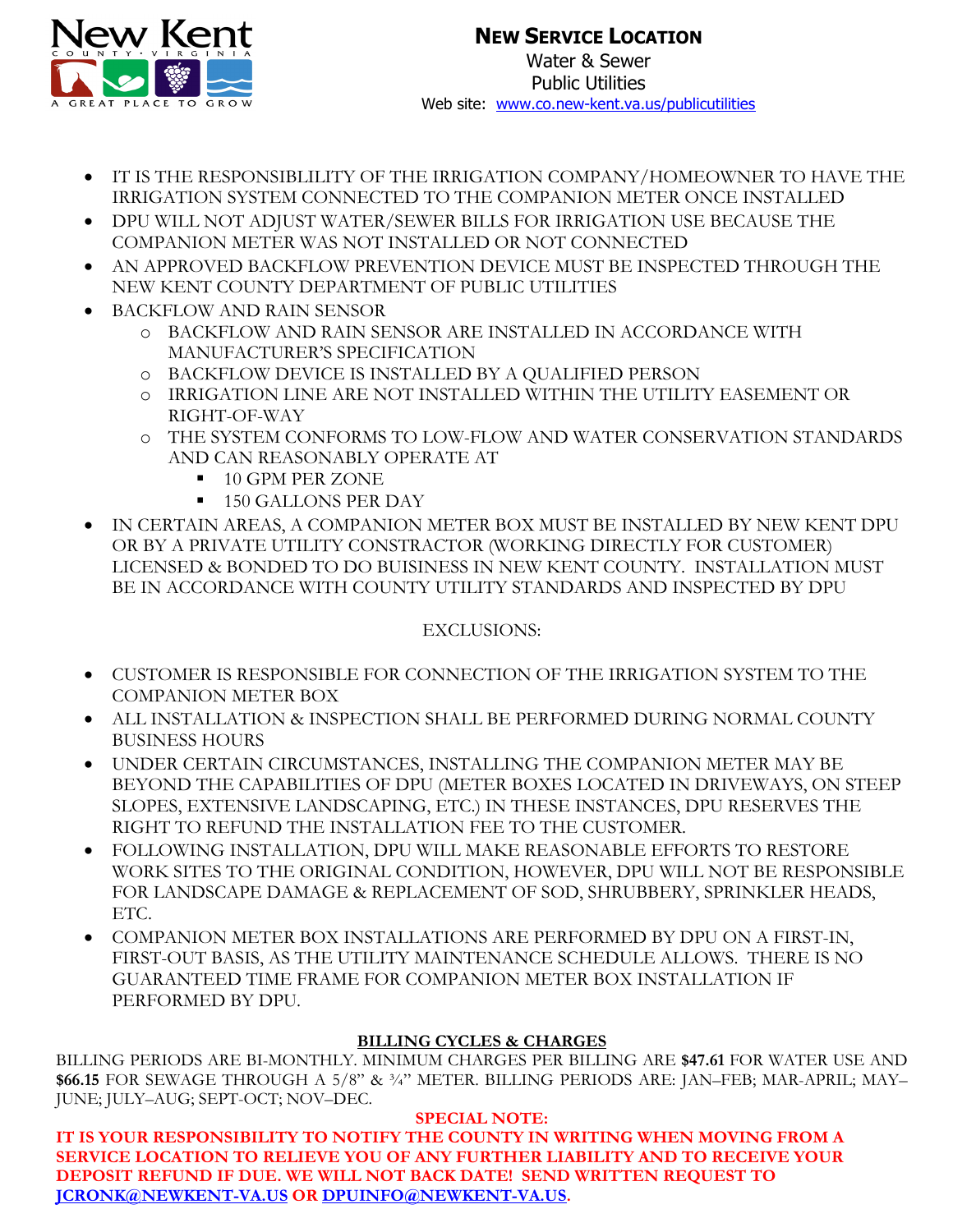New Kent
COUNTY · VIRGINIA
A GREAT PLACE TO GROW

# NEW SERVICE LOCATION

Water & Sewer
Public Utilities
Web site: [www.co.new-kent.va.us/publicutilities](http://www.co.new-kent.va.us/publicutilities)

- IT IS THE RESPONSIBLILITY OF THE IRRIGATION COMPANY/HOMEOWNER TO HAVE THE IRRIGATION SYSTEM CONNECTED TO THE COMPANION METER ONCE INSTALLED
- DPU WILL NOT ADJUST WATER/SEWER BILLS FOR IRRIGATION USE BECAUSE THE COMPANION METER WAS NOT INSTALLED OR NOT CONNECTED
- AN APPROVED BACKFLOW PREVENTION DEVICE MUST BE INSPECTED THROUGH THE NEW KENT COUNTY DEPARTMENT OF PUBLIC UTILITIES
- BACKFLOW AND RAIN SENSOR
  - BACKFLOW AND RAIN SENSOR ARE INSTALLED IN ACCORDANCE WITH MANUFACTURER'S SPECIFICATION
  - BACKFLOW DEVICE IS INSTALLED BY A QUALIFIED PERSON
  - IRRIGATION LINE ARE NOT INSTALLED WITHIN THE UTILITY EASEMENT OR RIGHT-OF-WAY
  - THE SYSTEM CONFORMS TO LOW-FLOW AND WATER CONSERVATION STANDARDS AND CAN REASONABLY OPERATE AT
    - 10 GPM PER ZONE
    - 150 GALLONS PER DAY
- IN CERTAIN AREAS, A COMPANION METER BOX MUST BE INSTALLED BY NEW KENT DPU OR BY A PRIVATE UTILITY CONSTRACTOR (WORKING DIRECTLY FOR CUSTOMER) LICENSED & BONDED TO DO BUISINESS IN NEW KENT COUNTY. INSTALLATION MUST BE IN ACCORDANCE WITH COUNTY UTILITY STANDARDS AND INSPECTED BY DPU

EXCLUSIONS:

- CUSTOMER IS RESPONSIBLE FOR CONNECTION OF THE IRRIGATION SYSTEM TO THE COMPANION METER BOX
- ALL INSTALLATION & INSPECTION SHALL BE PERFORMED DURING NORMAL COUNTY BUSINESS HOURS
- UNDER CERTAIN CIRCUMSTANCES, INSTALLING THE COMPANION METER MAY BE BEYOND THE CAPABILITIES OF DPU (METER BOXES LOCATED IN DRIVEWAYS, ON STEEP SLOPES, EXTENSIVE LANDSCAPING, ETC.) IN THESE INSTANCES, DPU RESERVES THE RIGHT TO REFUND THE INSTALLATION FEE TO THE CUSTOMER.
- FOLLOWING INSTALLATION, DPU WILL MAKE REASONABLE EFFORTS TO RESTORE WORK SITES TO THE ORIGINAL CONDITION, HOWEVER, DPU WILL NOT BE RESPONSIBLE FOR LANDSCAPE DAMAGE & REPLACEMENT OF SOD, SHRUBBERY, SPRINKLER HEADS, ETC.
- COMPANION METER BOX INSTALLATIONS ARE PERFORMED BY DPU ON A FIRST-IN, FIRST-OUT BASIS, AS THE UTILITY MAINTENANCE SCHEDULE ALLOWS. THERE IS NO GUARANTEED TIME FRAME FOR COMPANION METER BOX INSTALLATION IF PERFORMED BY DPU.

## BILLING CYCLES & CHARGES

BILLING PERIODS ARE BI-MONTHLY. MINIMUM CHARGES PER BILLING ARE **$47.61** FOR WATER USE AND **$66.15** FOR SEWAGE THROUGH A 5/8" & ¾" METER. BILLING PERIODS ARE: JAN–FEB; MAR-APRIL; MAY–JUNE; JULY–AUG; SEPT-OCT; NOV–DEC.

**SPECIAL NOTE:**

**IT IS YOUR RESPONSIBILITY TO NOTIFY THE COUNTY IN WRITING WHEN MOVING FROM A SERVICE LOCATION TO RELIEVE YOU OF ANY FURTHER LIABILITY AND TO RECEIVE YOUR DEPOSIT REFUND IF DUE. WE WILL NOT BACK DATE! SEND WRITTEN REQUEST TO [JCRONK@NEWKENT-VA.US](mailto:JCRONK@NEWKENT-VA.US) OR [DPUINFO@NEWKENT-VA.US](mailto:DPUINFO@NEWKENT-VA.US).**